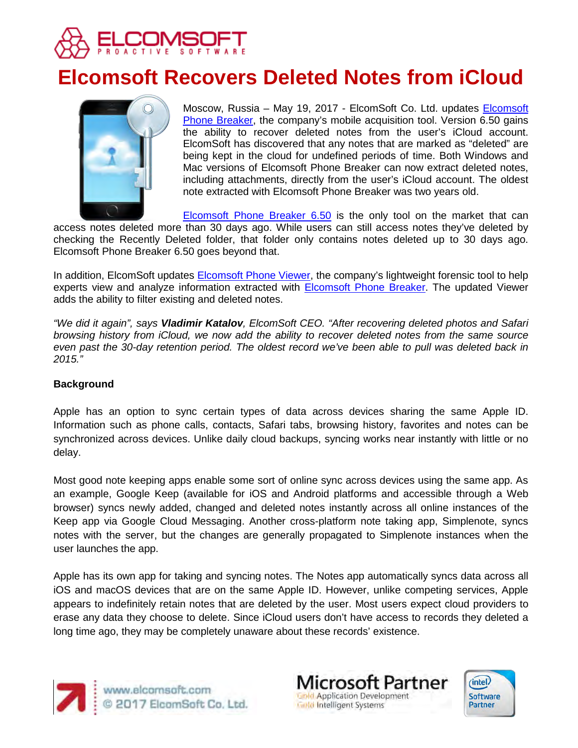# Elcomsoft Recovers Deleted Notes from iCloud

Moscow, Russia – May 19, 2017 - ElcomSoft Co. Ltd. updates Elcomsoft Phone Breaker, the company's mobile acquisition tool. Version 6.50 gains the ability to recover deleted notes from the user's iCloud account. ElcomSoft has discovered that any notes that are marked as "deleted" are being kept in the cloud for undefined periods of time. Both Windows and Mac versions of Elcomsoft Phone Breaker can now extract deleted notes, including attachments, directly from the user's iCloud account. The oldest note extracted with Elcomsoft Phone Breaker was two years old.

Elcomsoft Phone Breaker 6.50 is the only tool on the market that can access notes deleted more than 30 days ago. While users can still access notes they've deleted by checking the Recently Deleted folder, that folder only contains notes deleted up to 30 days ago. Elcomsoft Phone Breaker 6.50 goes beyond that.

In addition, ElcomSoft updates Elcomsoft Phone Viewer, the company's lightweight forensic tool to help experts view and analyze information extracted with Elcomsoft Phone Breaker. The updated Viewer adds the ability to filter existing and deleted notes.

*"We did it again", says **Vladimir Katalov**, ElcomSoft CEO. "After recovering deleted photos and Safari browsing history from iCloud, we now add the ability to recover deleted notes from the same source even past the 30-day retention period. The oldest record we've been able to pull was deleted back in 2015."*

**Background**

Apple has an option to sync certain types of data across devices sharing the same Apple ID. Information such as phone calls, contacts, Safari tabs, browsing history, favorites and notes can be synchronized across devices. Unlike daily cloud backups, syncing works near instantly with little or no delay.

Most good note keeping apps enable some sort of online sync across devices using the same app. As an example, Google Keep (available for iOS and Android platforms and accessible through a Web browser) syncs newly added, changed and deleted notes instantly across all online instances of the Keep app via Google Cloud Messaging. Another cross-platform note taking app, Simplenote, syncs notes with the server, but the changes are generally propagated to Simplenote instances when the user launches the app.

Apple has its own app for taking and syncing notes. The Notes app automatically syncs data across all iOS and macOS devices that are on the same Apple ID. However, unlike competing services, Apple appears to indefinitely retain notes that are deleted by the user. Most users expect cloud providers to erase any data they choose to delete. Since iCloud users don't have access to records they deleted a long time ago, they may be completely unaware about these records' existence.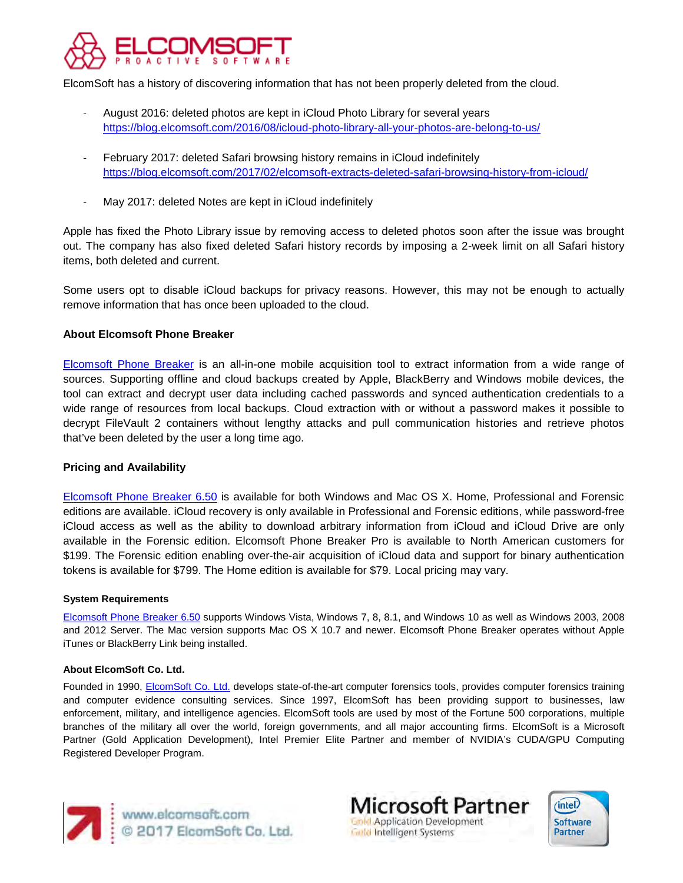ElcomSoft has a history of discovering information that has not been properly deleted from the cloud.

- August 2016: deleted photos are kept in iCloud Photo Library for several years https://blog.elcomsoft.com/2016/08/icloud-photo-library-all-your-photos-are-belong-to-us/
- February 2017: deleted Safari browsing history remains in iCloud indefinitely https://blog.elcomsoft.com/2017/02/elcomsoft-extracts-deleted-safari-browsing-history-from-icloud/
- May 2017: deleted Notes are kept in iCloud indefinitely

Apple has fixed the Photo Library issue by removing access to deleted photos soon after the issue was brought out. The company has also fixed deleted Safari history records by imposing a 2-week limit on all Safari history items, both deleted and current.

Some users opt to disable iCloud backups for privacy reasons. However, this may not be enough to actually remove information that has once been uploaded to the cloud.

**About Elcomsoft Phone Breaker**

Elcomsoft Phone Breaker is an all-in-one mobile acquisition tool to extract information from a wide range of sources. Supporting offline and cloud backups created by Apple, BlackBerry and Windows mobile devices, the tool can extract and decrypt user data including cached passwords and synced authentication credentials to a wide range of resources from local backups. Cloud extraction with or without a password makes it possible to decrypt FileVault 2 containers without lengthy attacks and pull communication histories and retrieve photos that've been deleted by the user a long time ago.

**Pricing and Availability**

Elcomsoft Phone Breaker 6.50 is available for both Windows and Mac OS X. Home, Professional and Forensic editions are available. iCloud recovery is only available in Professional and Forensic editions, while password-free iCloud access as well as the ability to download arbitrary information from iCloud and iCloud Drive are only available in the Forensic edition. Elcomsoft Phone Breaker Pro is available to North American customers for $199. The Forensic edition enabling over-the-air acquisition of iCloud data and support for binary authentication tokens is available for $799. The Home edition is available for $79. Local pricing may vary.

**System Requirements**

Elcomsoft Phone Breaker 6.50 supports Windows Vista, Windows 7, 8, 8.1, and Windows 10 as well as Windows 2003, 2008 and 2012 Server. The Mac version supports Mac OS X 10.7 and newer. Elcomsoft Phone Breaker operates without Apple iTunes or BlackBerry Link being installed.

**About ElcomSoft Co. Ltd.**

Founded in 1990, ElcomSoft Co. Ltd. develops state-of-the-art computer forensics tools, provides computer forensics training and computer evidence consulting services. Since 1997, ElcomSoft has been providing support to businesses, law enforcement, military, and intelligence agencies. ElcomSoft tools are used by most of the Fortune 500 corporations, multiple branches of the military all over the world, foreign governments, and all major accounting firms. ElcomSoft is a Microsoft Partner (Gold Application Development), Intel Premier Elite Partner and member of NVIDIA's CUDA/GPU Computing Registered Developer Program.

www.elcomsoft.com
© 2017 ElcomSoft Co. Ltd.

Microsoft Partner
Gold Application Development
Gold Intelligent Systems

intel Software Partner